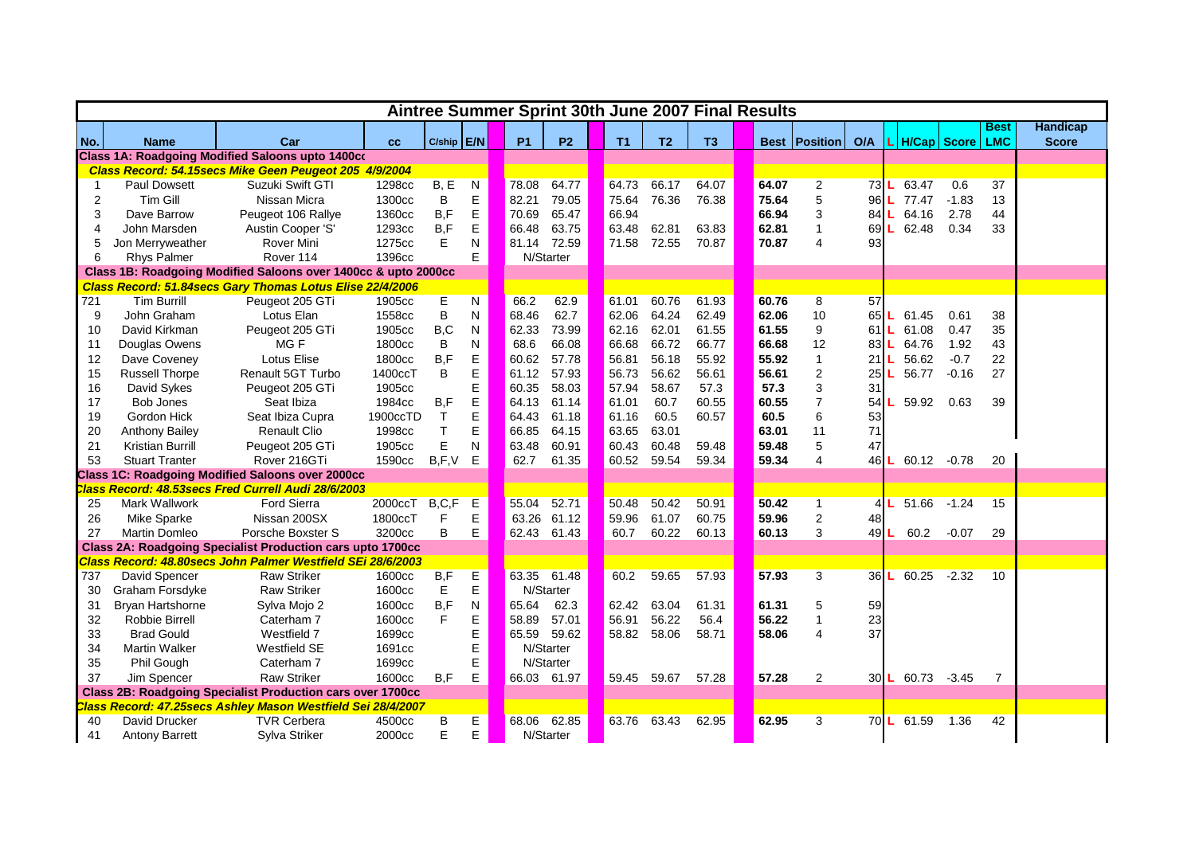# Aintree Summer Sprint 30th June 2007 Final Results

| No. | Name | Car | cc | C/ship | E/N | P1 | P2 | T1 | T2 | T3 | Best | Position | O/A | L | H/Cap | Score | Best LMC | Handicap Score |
|---|---|---|---|---|---|---|---|---|---|---|---|---|---|---|---|---|---|---|
| **Class 1A: Roadgoing Modified Saloons upto 1400cc** | | | | | | | | | | | | | | | | | | |
| ***Class Record: 54.15secs Mike Geen Peugeot 205 4/9/2004*** | | | | | | | | | | | | | | | | | | |
| 1 | Paul Dowsett | Suzuki Swift GTI | 1298cc | B, E | N | 78.08 | 64.77 | 64.73 | 66.17 | 64.07 | 64.07 | 2 | 73 | L | 63.47 | 0.6 | 37 | |
| 2 | Tim Gill | Nissan Micra | 1300cc | B | E | 82.21 | 79.05 | 75.64 | 76.36 | 76.38 | 75.64 | 5 | 96 | L | 77.47 | -1.83 | 13 | |
| 3 | Dave Barrow | Peugeot 106 Rallye | 1360cc | B,F | E | 70.69 | 65.47 | 66.94 | | | 66.94 | 3 | 84 | L | 64.16 | 2.78 | 44 | |
| 4 | John Marsden | Austin Cooper 'S' | 1293cc | B,F | E | 66.48 | 63.75 | 63.48 | 62.81 | 63.83 | 62.81 | 1 | 69 | L | 62.48 | 0.34 | 33 | |
| 5 | Jon Merryweather | Rover Mini | 1275cc | E | N | 81.14 | 72.59 | 71.58 | 72.55 | 70.87 | 70.87 | 4 | 93 | | | | | |
| 6 | Rhys Palmer | Rover 114 | 1396cc | | E | N/Starter | | | | | | | | | | | | |
| **Class 1B: Roadgoing Modified Saloons over 1400cc & upto 2000cc** | | | | | | | | | | | | | | | | | | |
| ***Class Record: 51.84secs Gary Thomas Lotus Elise 22/4/2006*** | | | | | | | | | | | | | | | | | | |
| 721 | Tim Burrill | Peugeot 205 GTi | 1905cc | E | N | 66.2 | 62.9 | 61.01 | 60.76 | 61.93 | 60.76 | 8 | 57 | | | | | |
| 9 | John Graham | Lotus Elan | 1558cc | B | N | 68.46 | 62.7 | 62.06 | 64.24 | 62.49 | 62.06 | 10 | 65 | L | 61.45 | 0.61 | 38 | |
| 10 | David Kirkman | Peugeot 205 GTi | 1905cc | B,C | N | 62.33 | 73.99 | 62.16 | 62.01 | 61.55 | 61.55 | 9 | 61 | L | 61.08 | 0.47 | 35 | |
| 11 | Douglas Owens | MG F | 1800cc | B | N | 68.6 | 66.08 | 66.68 | 66.72 | 66.77 | 66.68 | 12 | 83 | L | 64.76 | 1.92 | 43 | |
| 12 | Dave Coveney | Lotus Elise | 1800cc | B,F | E | 60.62 | 57.78 | 56.81 | 56.18 | 55.92 | 55.92 | 1 | 21 | L | 56.62 | -0.7 | 22 | |
| 15 | Russell Thorpe | Renault 5GT Turbo | 1400ccT | B | E | 61.12 | 57.93 | 56.73 | 56.62 | 56.61 | 56.61 | 2 | 25 | L | 56.77 | -0.16 | 27 | |
| 16 | David Sykes | Peugeot 205 GTi | 1905cc | | E | 60.35 | 58.03 | 57.94 | 58.67 | 57.3 | 57.3 | 3 | 31 | | | | | |
| 17 | Bob Jones | Seat Ibiza | 1984cc | B,F | E | 64.13 | 61.14 | 61.01 | 60.7 | 60.55 | 60.55 | 7 | 54 | L | 59.92 | 0.63 | 39 | |
| 19 | Gordon Hick | Seat Ibiza Cupra | 1900ccTD | T | E | 64.43 | 61.18 | 61.16 | 60.5 | 60.57 | 60.5 | 6 | 53 | | | | | |
| 20 | Anthony Bailey | Renault Clio | 1998cc | T | E | 66.85 | 64.15 | 63.65 | 63.01 | | 63.01 | 11 | 71 | | | | | |
| 21 | Kristian Burrill | Peugeot 205 GTi | 1905cc | E | N | 63.48 | 60.91 | 60.43 | 60.48 | 59.48 | 59.48 | 5 | 47 | | | | | |
| 53 | Stuart Tranter | Rover 216GTi | 1590cc | B,F,V | E | 62.7 | 61.35 | 60.52 | 59.54 | 59.34 | 59.34 | 4 | 46 | L | 60.12 | -0.78 | 20 | |
| **Class 1C: Roadgoing Modified Saloons over 2000cc** | | | | | | | | | | | | | | | | | | |
| ***Class Record: 48.53secs Fred Currell Audi 28/6/2003*** | | | | | | | | | | | | | | | | | | |
| 25 | Mark Wallwork | Ford Sierra | 2000ccT | B,C,F | E | 55.04 | 52.71 | 50.48 | 50.42 | 50.91 | 50.42 | 1 | 4 | L | 51.66 | -1.24 | 15 | |
| 26 | Mike Sparke | Nissan 200SX | 1800ccT | F | E | 63.26 | 61.12 | 59.96 | 61.07 | 60.75 | 59.96 | 2 | 48 | | | | | |
| 27 | Martin Domleo | Porsche Boxster S | 3200cc | B | E | 62.43 | 61.43 | 60.7 | 60.22 | 60.13 | 60.13 | 3 | 49 | L | 60.2 | -0.07 | 29 | |
| **Class 2A: Roadgoing Specialist Production cars upto 1700cc** | | | | | | | | | | | | | | | | | | |
| ***Class Record: 48.80secs John Palmer Westfield SEi 28/6/2003*** | | | | | | | | | | | | | | | | | | |
| 737 | David Spencer | Raw Striker | 1600cc | B,F | E | 63.35 | 61.48 | 60.2 | 59.65 | 57.93 | 57.93 | 3 | 36 | L | 60.25 | -2.32 | 10 | |
| 30 | Graham Forsdyke | Raw Striker | 1600cc | E | E | N/Starter | | | | | | | | | | | | |
| 31 | Bryan Hartshorne | Sylva Mojo 2 | 1600cc | B,F | N | 65.64 | 62.3 | 62.42 | 63.04 | 61.31 | 61.31 | 5 | 59 | | | | | |
| 32 | Robbie Birrell | Caterham 7 | 1600cc | F | E | 58.89 | 57.01 | 56.91 | 56.22 | 56.4 | 56.22 | 1 | 23 | | | | | |
| 33 | Brad Gould | Westfield 7 | 1699cc | | E | 65.59 | 59.62 | 58.82 | 58.06 | 58.71 | 58.06 | 4 | 37 | | | | | |
| 34 | Martin Walker | Westfield SE | 1691cc | | E | N/Starter | | | | | | | | | | | | |
| 35 | Phil Gough | Caterham 7 | 1699cc | | E | N/Starter | | | | | | | | | | | | |
| 37 | Jim Spencer | Raw Striker | 1600cc | B,F | E | 66.03 | 61.97 | 59.45 | 59.67 | 57.28 | 57.28 | 2 | 30 | L | 60.73 | -3.45 | 7 | |
| **Class 2B: Roadgoing Specialist Production cars over 1700cc** | | | | | | | | | | | | | | | | | | |
| ***Class Record: 47.25secs Ashley Mason Westfield Sei 28/4/2007*** | | | | | | | | | | | | | | | | | | |
| 40 | David Drucker | TVR Cerbera | 4500cc | B | E | 68.06 | 62.85 | 63.76 | 63.43 | 62.95 | 62.95 | 3 | 70 | L | 61.59 | 1.36 | 42 | |
| 41 | Antony Barrett | Sylva Striker | 2000cc | E | E | N/Starter | | | | | | | | | | | | |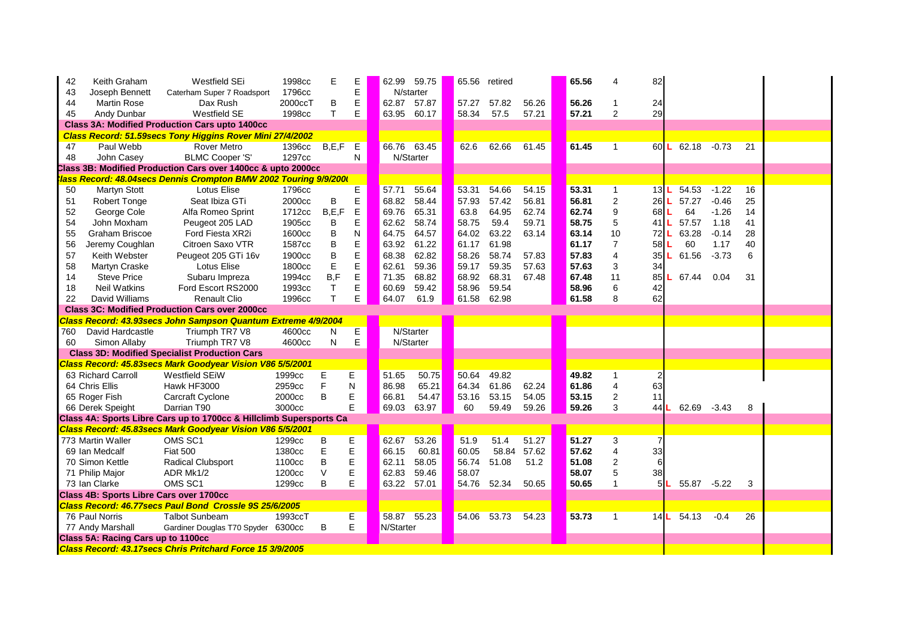| No. | Driver | Car | cc | | | Practice 1 | Practice 2 | Run 1 | Run 2 | Run 3 | Best | Class Pos | Overall | | Leaders | Diff | Pos |
|---|---|---|---|---|---|---|---|---|---|---|---|---|---|---|---|---|---|
| 42 | Keith Graham | Westfield SEi | 1998cc | E | E | 62.99 | 59.75 | 65.56 | retired | | 65.56 | 4 | 82 | | | | |
| 43 | Joseph Bennett | Caterham Super 7 Roadsport | 1796cc | | E | N/starter | | | | | | | | | | | |
| 44 | Martin Rose | Dax Rush | 2000ccT | B | E | 62.87 | 57.87 | 57.27 | 57.82 | 56.26 | 56.26 | 1 | 24 | | | | |
| 45 | Andy Dunbar | Westfield SE | 1998cc | T | E | 63.95 | 60.17 | 58.34 | 57.5 | 57.21 | 57.21 | 2 | 29 | | | | |
| **Class 3A: Modified Production Cars upto 1400cc** | | | | | | | | | | | | | | | | | |
| ***Class Record: 51.59secs Tony Higgins Rover Mini 27/4/2002*** | | | | | | | | | | | | | | | | | |
| 47 | Paul Webb | Rover Metro | 1396cc | B,E,F | E | 66.76 | 63.45 | 62.6 | 62.66 | 61.45 | 61.45 | 1 | 60 | L | 62.18 | -0.73 | 21 |
| 48 | John Casey | BLMC Cooper 'S' | 1297cc | | N | N/Starter | | | | | | | | | | | |
| **Class 3B: Modified Production Cars over 1400cc & upto 2000cc** | | | | | | | | | | | | | | | | | |
| ***Class Record: 48.04secs Dennis Crompton BMW 2002 Touring 9/9/2000*** | | | | | | | | | | | | | | | | | |
| 50 | Martyn Stott | Lotus Elise | 1796cc | | E | 57.71 | 55.64 | 53.31 | 54.66 | 54.15 | 53.31 | 1 | 13 | L | 54.53 | -1.22 | 16 |
| 51 | Robert Tonge | Seat Ibiza GTi | 2000cc | B | E | 68.82 | 58.44 | 57.93 | 57.42 | 56.81 | 56.81 | 2 | 26 | L | 57.27 | -0.46 | 25 |
| 52 | George Cole | Alfa Romeo Sprint | 1712cc | B,E,F | E | 69.76 | 65.31 | 63.8 | 64.95 | 62.74 | 62.74 | 9 | 68 | L | 64 | -1.26 | 14 |
| 54 | John Moxham | Peugeot 205 LAD | 1905cc | B | E | 62.62 | 58.74 | 58.75 | 59.4 | 59.71 | 58.75 | 5 | 41 | L | 57.57 | 1.18 | 41 |
| 55 | Graham Briscoe | Ford Fiesta XR2i | 1600cc | B | N | 64.75 | 64.57 | 64.02 | 63.22 | 63.14 | 63.14 | 10 | 72 | L | 63.28 | -0.14 | 28 |
| 56 | Jeremy Coughlan | Citroen Saxo VTR | 1587cc | B | E | 63.92 | 61.22 | 61.17 | 61.98 | | 61.17 | 7 | 58 | L | 60 | 1.17 | 40 |
| 57 | Keith Webster | Peugeot 205 GTi 16v | 1900cc | B | E | 68.38 | 62.82 | 58.26 | 58.74 | 57.83 | 57.83 | 4 | 35 | L | 61.56 | -3.73 | 6 |
| 58 | Martyn Craske | Lotus Elise | 1800cc | E | E | 62.61 | 59.36 | 59.17 | 59.35 | 57.63 | 57.63 | 3 | 34 | | | | |
| 14 | Steve Price | Subaru Impreza | 1994cc | B,F | E | 71.35 | 68.82 | 68.92 | 68.31 | 67.48 | 67.48 | 11 | 85 | L | 67.44 | 0.04 | 31 |
| 18 | Neil Watkins | Ford Escort RS2000 | 1993cc | T | E | 60.69 | 59.42 | 58.96 | 59.54 | | 58.96 | 6 | 42 | | | | |
| 22 | David Williams | Renault Clio | 1996cc | T | E | 64.07 | 61.9 | 61.58 | 62.98 | | 61.58 | 8 | 62 | | | | |
| **Class 3C: Modified Production Cars over 2000cc** | | | | | | | | | | | | | | | | | |
| ***Class Record: 43.93secs John Sampson Quantum Extreme 4/9/2004*** | | | | | | | | | | | | | | | | | |
| 760 | David Hardcastle | Triumph TR7 V8 | 4600cc | N | E | N/Starter | | | | | | | | | | | |
| 60 | Simon Allaby | Triumph TR7 V8 | 4600cc | N | E | N/Starter | | | | | | | | | | | |
| **Class 3D: Modified Specialist Production Cars** | | | | | | | | | | | | | | | | | |
| ***Class Record: 45.83secs Mark Goodyear Vision V86 5/5/2001*** | | | | | | | | | | | | | | | | | |
| 63 | Richard Carroll | Westfield SEiW | 1999cc | E | E | 51.65 | 50.75 | 50.64 | 49.82 | | 49.82 | 1 | 2 | | | | |
| 64 | Chris Ellis | Hawk HF3000 | 2959cc | F | N | 86.98 | 65.21 | 64.34 | 61.86 | 62.24 | 61.86 | 4 | 63 | | | | |
| 65 | Roger Fish | Carcraft Cyclone | 2000cc | B | E | 66.81 | 54.47 | 53.16 | 53.15 | 54.05 | 53.15 | 2 | 11 | | | | |
| 66 | Derek Speight | Darrian T90 | 3000cc | | E | 69.03 | 63.97 | 60 | 59.49 | 59.26 | 59.26 | 3 | 44 | L | 62.69 | -3.43 | 8 |
| **Class 4A: Sports Libre Cars up to 1700cc & Hillclimb Supersports Ca** | | | | | | | | | | | | | | | | | |
| ***Class Record: 45.83secs Mark Goodyear Vision V86 5/5/2001*** | | | | | | | | | | | | | | | | | |
| 773 | Martin Waller | OMS SC1 | 1299cc | B | E | 62.67 | 53.26 | 51.9 | 51.4 | 51.27 | 51.27 | 3 | 7 | | | | |
| 69 | Ian Medcalf | Fiat 500 | 1380cc | E | E | 66.15 | 60.81 | 60.05 | 58.84 | 57.62 | 57.62 | 4 | 33 | | | | |
| 70 | Simon Kettle | Radical Clubsport | 1100cc | B | E | 62.11 | 58.05 | 56.74 | 51.08 | 51.2 | 51.08 | 2 | 6 | | | | |
| 71 | Philip Major | ADR Mk1/2 | 1200cc | V | E | 62.83 | 59.46 | 58.07 | | | 58.07 | 5 | 38 | | | | |
| 73 | Ian Clarke | OMS SC1 | 1299cc | B | E | 63.22 | 57.01 | 54.76 | 52.34 | 50.65 | 50.65 | 1 | 5 | L | 55.87 | -5.22 | 3 |
| **Class 4B: Sports Libre Cars over 1700cc** | | | | | | | | | | | | | | | | | |
| ***Class Record: 46.77secs Paul Bond Crossle 9S 25/6/2005*** | | | | | | | | | | | | | | | | | |
| 76 | Paul Norris | Talbot Sunbeam | 1993ccT | | E | 58.87 | 55.23 | 54.06 | 53.73 | 54.23 | 53.73 | 1 | 14 | L | 54.13 | -0.4 | 26 |
| 77 | Andy Marshall | Gardiner Douglas T70 Spyder | 6300cc | B | E | N/Starter | | | | | | | | | | | |
| **Class 5A: Racing Cars up to 1100cc** | | | | | | | | | | | | | | | | | |
| ***Class Record: 43.17secs Chris Pritchard Force 15 3/9/2005*** | | | | | | | | | | | | | | | | | |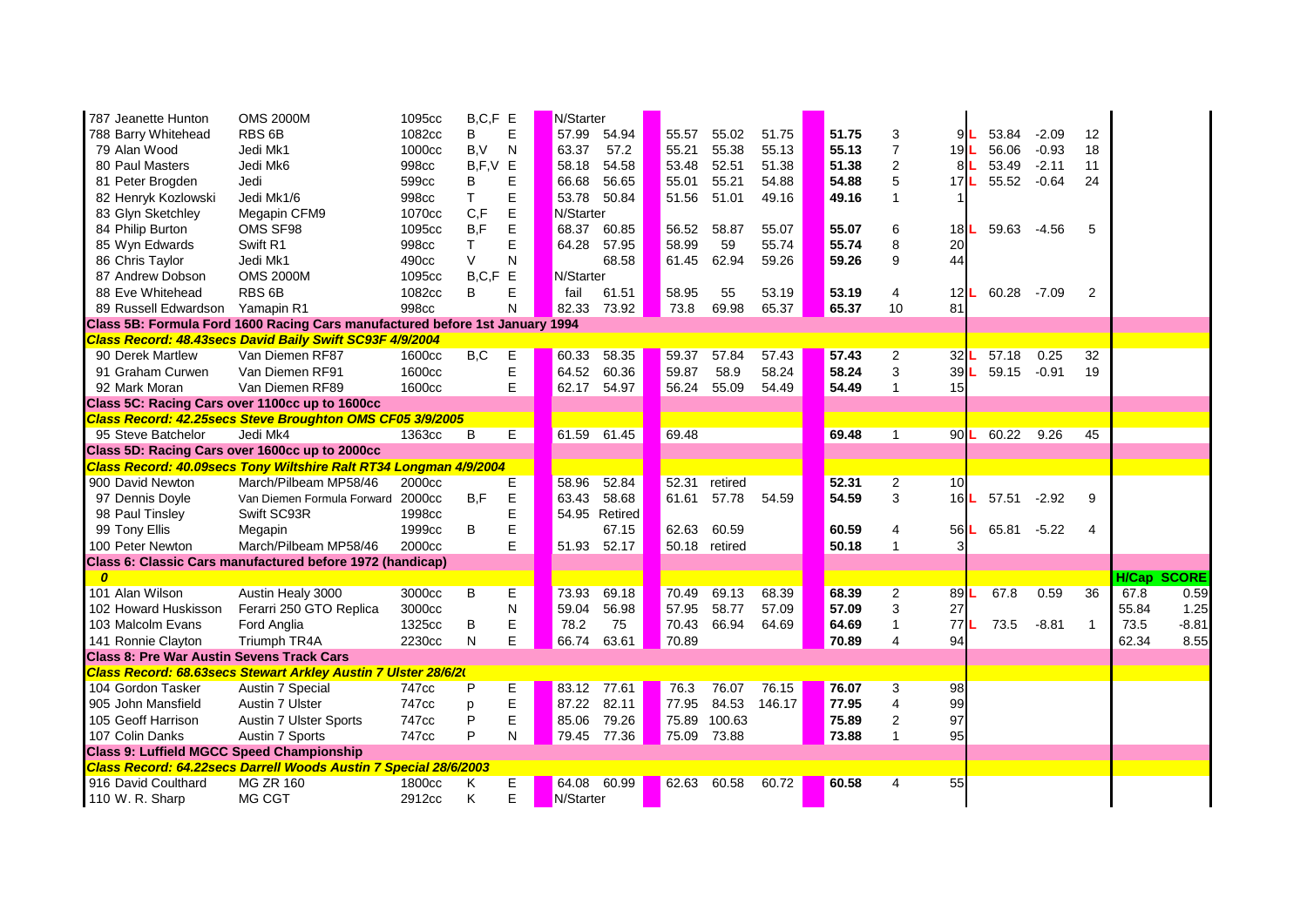| | | | | | | | | | | | | | | | | | | |
|---|---|---|---|---|---|---|---|---|---|---|---|---|---|---|---|---|---|---|
| 787 Jeanette Hunton | OMS 2000M | 1095cc | B,C,F | E | N/Starter | | | | | | | | | | | | | |
| 788 Barry Whitehead | RBS 6B | 1082cc | B | E | 57.99 | 54.94 | 55.57 | 55.02 | 51.75 | 51.75 | 3 | 9 | L | 53.84 | -2.09 | 12 | | |
| 79 Alan Wood | Jedi Mk1 | 1000cc | B,V | N | 63.37 | 57.2 | 55.21 | 55.38 | 55.13 | 55.13 | 7 | 19 | L | 56.06 | -0.93 | 18 | | |
| 80 Paul Masters | Jedi Mk6 | 998cc | B,F,V | E | 58.18 | 54.58 | 53.48 | 52.51 | 51.38 | 51.38 | 2 | 8 | L | 53.49 | -2.11 | 11 | | |
| 81 Peter Brogden | Jedi | 599cc | B | E | 66.68 | 56.65 | 55.01 | 55.21 | 54.88 | 54.88 | 5 | 17 | L | 55.52 | -0.64 | 24 | | |
| 82 Henryk Kozlowski | Jedi Mk1/6 | 998cc | T | E | 53.78 | 50.84 | 51.56 | 51.01 | 49.16 | 49.16 | 1 | 1 | | | | | | |
| 83 Glyn Sketchley | Megapin CFM9 | 1070cc | C,F | E | N/Starter | | | | | | | | | | | | | |
| 84 Philip Burton | OMS SF98 | 1095cc | B,F | E | 68.37 | 60.85 | 56.52 | 58.87 | 55.07 | 55.07 | 6 | 18 | L | 59.63 | -4.56 | 5 | | |
| 85 Wyn Edwards | Swift R1 | 998cc | T | E | 64.28 | 57.95 | 58.99 | 59 | 55.74 | 55.74 | 8 | 20 | | | | | | |
| 86 Chris Taylor | Jedi Mk1 | 490cc | V | N | | 68.58 | 61.45 | 62.94 | 59.26 | 59.26 | 9 | 44 | | | | | | |
| 87 Andrew Dobson | OMS 2000M | 1095cc | B,C,F | E | N/Starter | | | | | | | | | | | | | |
| 88 Eve Whitehead | RBS 6B | 1082cc | B | E | fail | 61.51 | 58.95 | 55 | 53.19 | 53.19 | 4 | 12 | L | 60.28 | -7.09 | 2 | | |
| 89 Russell Edwardson | Yamapin R1 | 998cc | | N | 82.33 | 73.92 | 73.8 | 69.98 | 65.37 | 65.37 | 10 | 81 | | | | | | |
| **Class 5B: Formula Ford 1600 Racing Cars manufactured before 1st January 1994** | | | | | | | | | | | | | | | | | | |
| ***Class Record: 48.43secs David Baily Swift SC93F 4/9/2004*** | | | | | | | | | | | | | | | | | | |
| 90 Derek Martlew | Van Diemen RF87 | 1600cc | B,C | E | 60.33 | 58.35 | 59.37 | 57.84 | 57.43 | 57.43 | 2 | 32 | L | 57.18 | 0.25 | 32 | | |
| 91 Graham Curwen | Van Diemen RF91 | 1600cc | | E | 64.52 | 60.36 | 59.87 | 58.9 | 58.24 | 58.24 | 3 | 39 | L | 59.15 | -0.91 | 19 | | |
| 92 Mark Moran | Van Diemen RF89 | 1600cc | | E | 62.17 | 54.97 | 56.24 | 55.09 | 54.49 | 54.49 | 1 | 15 | | | | | | |
| **Class 5C: Racing Cars over 1100cc up to 1600cc** | | | | | | | | | | | | | | | | | | |
| ***Class Record: 42.25secs Steve Broughton OMS CF05 3/9/2005*** | | | | | | | | | | | | | | | | | | |
| 95 Steve Batchelor | Jedi Mk4 | 1363cc | B | E | 61.59 | 61.45 | 69.48 | | | 69.48 | 1 | 90 | L | 60.22 | 9.26 | 45 | | |
| **Class 5D: Racing Cars over 1600cc up to 2000cc** | | | | | | | | | | | | | | | | | | |
| ***Class Record: 40.09secs Tony Wiltshire Ralt RT34 Longman 4/9/2004*** | | | | | | | | | | | | | | | | | | |
| 900 David Newton | March/Pilbeam MP58/46 | 2000cc | | E | 58.96 | 52.84 | 52.31 | retired | | 52.31 | 2 | 10 | | | | | | |
| 97 Dennis Doyle | Van Diemen Formula Forward | 2000cc | B,F | E | 63.43 | 58.68 | 61.61 | 57.78 | 54.59 | 54.59 | 3 | 16 | L | 57.51 | -2.92 | 9 | | |
| 98 Paul Tinsley | Swift SC93R | 1998cc | | E | 54.95 | Retired | | | | | | | | | | | | |
| 99 Tony Ellis | Megapin | 1999cc | B | E | | 67.15 | 62.63 | 60.59 | | 60.59 | 4 | 56 | L | 65.81 | -5.22 | 4 | | |
| 100 Peter Newton | March/Pilbeam MP58/46 | 2000cc | | E | 51.93 | 52.17 | 50.18 | retired | | 50.18 | 1 | 3 | | | | | | |
| **Class 6: Classic Cars manufactured before 1972 (handicap)** | | | | | | | | | | | | | | | | | | |
| ***0*** | | | | | | | | | | | | | | | | | **H/Cap** | **SCORE** |
| 101 Alan Wilson | Austin Healy 3000 | 3000cc | B | E | 73.93 | 69.18 | 70.49 | 69.13 | 68.39 | 68.39 | 2 | 89 | L | 67.8 | 0.59 | 36 | 67.8 | 0.59 |
| 102 Howard Huskisson | Ferarri 250 GTO Replica | 3000cc | | N | 59.04 | 56.98 | 57.95 | 58.77 | 57.09 | 57.09 | 3 | 27 | | | | | 55.84 | 1.25 |
| 103 Malcolm Evans | Ford Anglia | 1325cc | B | E | 78.2 | 75 | 70.43 | 66.94 | 64.69 | 64.69 | 1 | 77 | L | 73.5 | -8.81 | 1 | 73.5 | -8.81 |
| 141 Ronnie Clayton | Triumph TR4A | 2230cc | N | E | 66.74 | 63.61 | 70.89 | | | 70.89 | 4 | 94 | | | | | 62.34 | 8.55 |
| **Class 8: Pre War Austin Sevens Track Cars** | | | | | | | | | | | | | | | | | | |
| ***Class Record: 68.63secs Stewart Arkley Austin 7 Ulster 28/6/2(*** | | | | | | | | | | | | | | | | | | |
| 104 Gordon Tasker | Austin 7 Special | 747cc | P | E | 83.12 | 77.61 | 76.3 | 76.07 | 76.15 | 76.07 | 3 | 98 | | | | | | |
| 905 John Mansfield | Austin 7 Ulster | 747cc | p | E | 87.22 | 82.11 | 77.95 | 84.53 | 146.17 | 77.95 | 4 | 99 | | | | | | |
| 105 Geoff Harrison | Austin 7 Ulster Sports | 747cc | P | E | 85.06 | 79.26 | 75.89 | 100.63 | | 75.89 | 2 | 97 | | | | | | |
| 107 Colin Danks | Austin 7 Sports | 747cc | P | N | 79.45 | 77.36 | 75.09 | 73.88 | | 73.88 | 1 | 95 | | | | | | |
| **Class 9: Luffield MGCC Speed Championship** | | | | | | | | | | | | | | | | | | |
| ***Class Record: 64.22secs Darrell Woods Austin 7 Special 28/6/2003*** | | | | | | | | | | | | | | | | | | |
| 916 David Coulthard | MG ZR 160 | 1800cc | K | E | 64.08 | 60.99 | 62.63 | 60.58 | 60.72 | 60.58 | 4 | 55 | | | | | | |
| 110 W. R. Sharp | MG CGT | 2912cc | K | E | N/Starter | | | | | | | | | | | | | |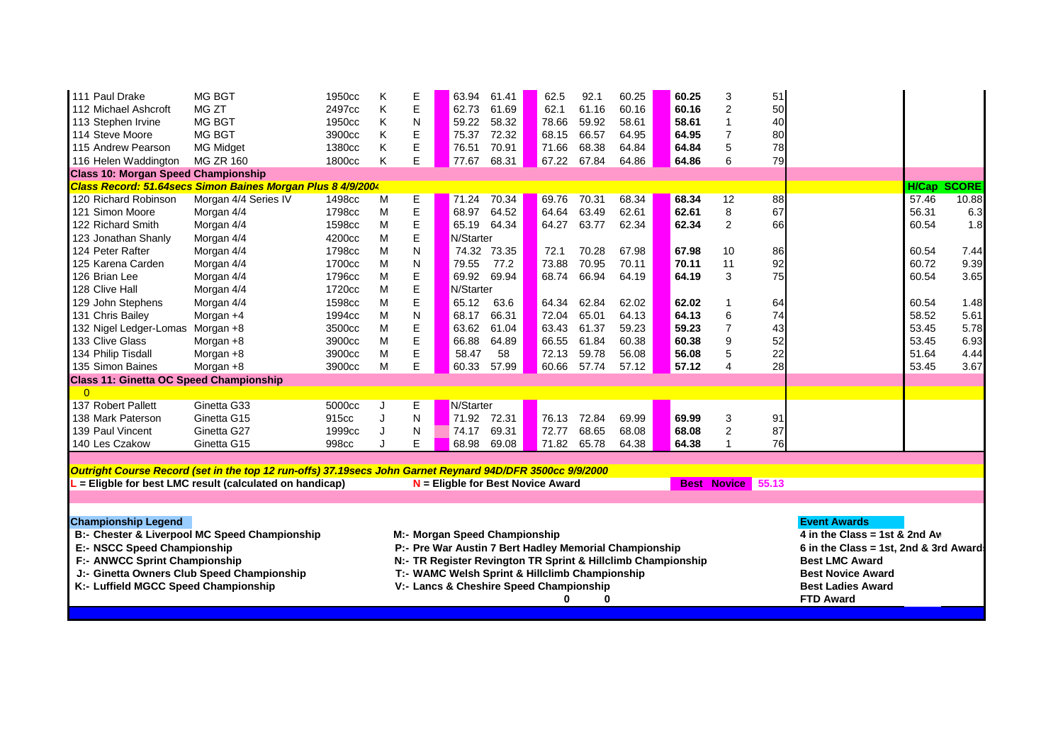| No. / Driver | Car | cc | Champ | Award | Practice 1 | Practice 2 | Run 1 | Run 2 | Run 3 | Best | Class Pos | Overall | | H/Cap | SCORE |
|---|---|---|---|---|---|---|---|---|---|---|---|---|---|---|---|
| 111 Paul Drake | MG BGT | 1950cc | K | E | 63.94 | 61.41 | 62.5 | 92.1 | 60.25 | **60.25** | 3 | 51 | | | |
| 112 Michael Ashcroft | MG ZT | 2497cc | K | E | 62.73 | 61.69 | 62.1 | 61.16 | 60.16 | **60.16** | 2 | 50 | | | |
| 113 Stephen Irvine | MG BGT | 1950cc | K | N | 59.22 | 58.32 | 78.66 | 59.92 | 58.61 | **58.61** | 1 | 40 | | | |
| 114 Steve Moore | MG BGT | 3900cc | K | E | 75.37 | 72.32 | 68.15 | 66.57 | 64.95 | **64.95** | 7 | 80 | | | |
| 115 Andrew Pearson | MG Midget | 1380cc | K | E | 76.51 | 70.91 | 71.66 | 68.38 | 64.84 | **64.84** | 5 | 78 | | | |
| 116 Helen Waddington | MG ZR 160 | 1800cc | K | E | 77.67 | 68.31 | 67.22 | 67.84 | 64.86 | **64.86** | 6 | 79 | | | |
| **Class 10: Morgan Speed Championship** | | | | | | | | | | | | | | | |
| ***Class Record: 51.64secs Simon Baines Morgan Plus 8 4/9/2004*** | | | | | | | | | | | | | | **H/Cap** | **SCORE** |
| 120 Richard Robinson | Morgan 4/4 Series IV | 1498cc | M | E | 71.24 | 70.34 | 69.76 | 70.31 | 68.34 | **68.34** | 12 | 88 | | 57.46 | 10.88 |
| 121 Simon Moore | Morgan 4/4 | 1798cc | M | E | 68.97 | 64.52 | 64.64 | 63.49 | 62.61 | **62.61** | 8 | 67 | | 56.31 | 6.3 |
| 122 Richard Smith | Morgan 4/4 | 1598cc | M | E | 65.19 | 64.34 | 64.27 | 63.77 | 62.34 | **62.34** | 2 | 66 | | 60.54 | 1.8 |
| 123 Jonathan Shanly | Morgan 4/4 | 4200cc | M | E | N/Starter | | | | | | | | | | |
| 124 Peter Rafter | Morgan 4/4 | 1798cc | M | N | 74.32 | 73.35 | 72.1 | 70.28 | 67.98 | **67.98** | 10 | 86 | | 60.54 | 7.44 |
| 125 Karena Carden | Morgan 4/4 | 1700cc | M | N | 79.55 | 77.2 | 73.88 | 70.95 | 70.11 | **70.11** | 11 | 92 | | 60.72 | 9.39 |
| 126 Brian Lee | Morgan 4/4 | 1796cc | M | E | 69.92 | 69.94 | 68.74 | 66.94 | 64.19 | **64.19** | 3 | 75 | | 60.54 | 3.65 |
| 128 Clive Hall | Morgan 4/4 | 1720cc | M | E | N/Starter | | | | | | | | | | |
| 129 John Stephens | Morgan 4/4 | 1598cc | M | E | 65.12 | 63.6 | 64.34 | 62.84 | 62.02 | **62.02** | 1 | 64 | | 60.54 | 1.48 |
| 131 Chris Bailey | Morgan +4 | 1994cc | M | N | 68.17 | 66.31 | 72.04 | 65.01 | 64.13 | **64.13** | 6 | 74 | | 58.52 | 5.61 |
| 132 Nigel Ledger-Lomas | Morgan +8 | 3500cc | M | E | 63.62 | 61.04 | 63.43 | 61.37 | 59.23 | **59.23** | 7 | 43 | | 53.45 | 5.78 |
| 133 Clive Glass | Morgan +8 | 3900cc | M | E | 66.88 | 64.89 | 66.55 | 61.84 | 60.38 | **60.38** | 9 | 52 | | 53.45 | 6.93 |
| 134 Philip Tisdall | Morgan +8 | 3900cc | M | E | 58.47 | 58 | 72.13 | 59.78 | 56.08 | **56.08** | 5 | 22 | | 51.64 | 4.44 |
| 135 Simon Baines | Morgan +8 | 3900cc | M | E | 60.33 | 57.99 | 60.66 | 57.74 | 57.12 | **57.12** | 4 | 28 | | 53.45 | 3.67 |
| **Class 11: Ginetta OC Speed Championship** | | | | | | | | | | | | | | | |
| 0 | | | | | | | | | | | | | | | |
| 137 Robert Pallett | Ginetta G33 | 5000cc | J | E | N/Starter | | | | | | | | | | |
| 138 Mark Paterson | Ginetta G15 | 915cc | J | N | 71.92 | 72.31 | 76.13 | 72.84 | 69.99 | **69.99** | 3 | 91 | | | |
| 139 Paul Vincent | Ginetta G27 | 1999cc | J | N | 74.17 | 69.31 | 72.77 | 68.65 | 68.08 | **68.08** | 2 | 87 | | | |
| 140 Les Czakow | Ginetta G15 | 998cc | J | E | 68.98 | 69.08 | 71.82 | 65.78 | 64.38 | **64.38** | 1 | 76 | | | |

***Outright Course Record (set in the top 12 run-offs) 37.19secs John Garnet Reynard 94D/DFR 3500cc 9/9/2000***

**L = Eligble for best LMC result (calculated on handicap)** **N = Eligble for Best Novice Award** **Best Novice 55.13**

**Championship Legend**

- **B:- Chester & Liverpool MC Speed Championship**
- **E:- NSCC Speed Championship**
- **F:- ANWCC Sprint Championship**
- **J:- Ginetta Owners Club Speed Championship**
- **K:- Luffield MGCC Speed Championship**
- **M:- Morgan Speed Championship**
- **P:- Pre War Austin 7 Bert Hadley Memorial Championship**
- **N:- TR Register Revington TR Sprint & Hillclimb Championship**
- **T:- WAMC Welsh Sprint & Hillclimb Championship**
- **V:- Lancs & Cheshire Speed Championship**

**0 0**

**Event Awards**

- **4 in the Class = 1st & 2nd Aw**
- **6 in the Class = 1st, 2nd & 3rd Award**
- **Best LMC Award**
- **Best Novice Award**
- **Best Ladies Award**
- **FTD Award**